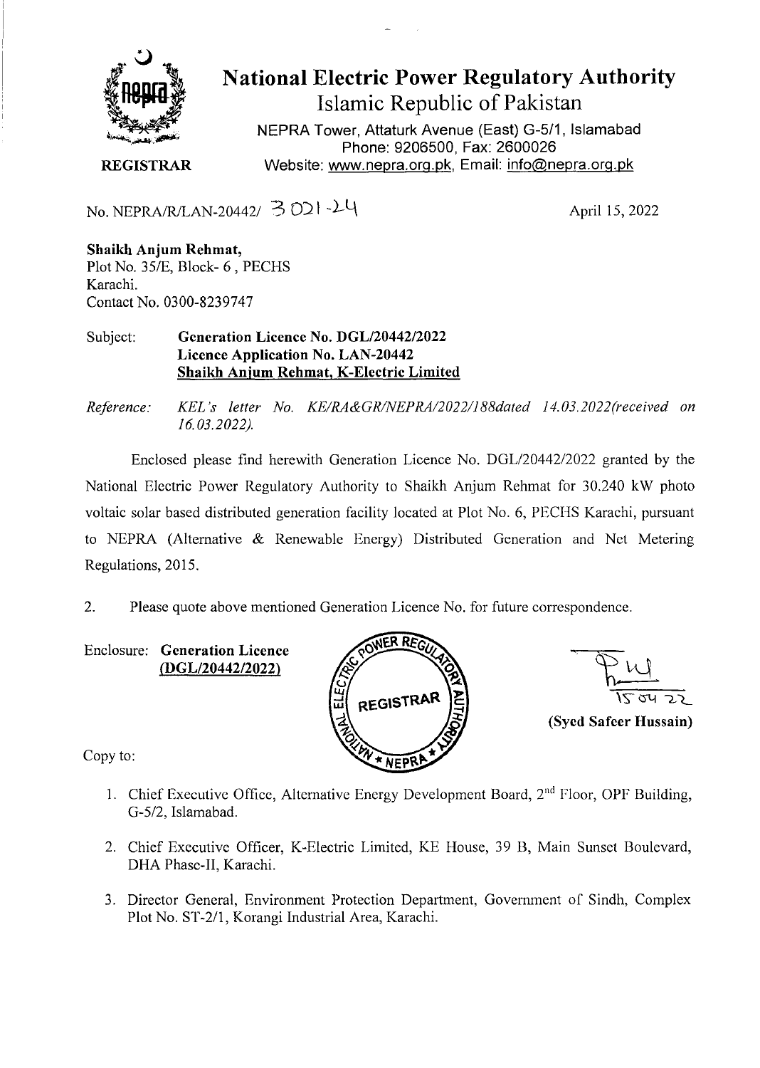# National Electric Power Regulatory Authority

Islamic Republic of Pakistan

NEPRA Tower, Attaturk Avenue (East) G-5/1, Islamabad
Phone: 9206500, Fax: 2600026
Website: www.nepra.org.pk, Email: info@nepra.org.pk

**REGISTRAR**

No. NEPRA/R/LAN-20442/ 3021-24

April 15, 2022

**Shaikh Anjum Rehmat,**
Plot No. 35/E, Block- 6 , PECHS
Karachi.
Contact No. 0300-8239747

Subject: **Generation Licence No. DGL/20442/2022**
**Licence Application No. LAN-20442**
**Shaikh Anjum Rehmat, K-Electric Limited**

*Reference: KEL's letter No. KE/RA&GR/NEPRA/2022/188dated 14.03.2022(received on 16.03.2022).*

Enclosed please find herewith Generation Licence No. DGL/20442/2022 granted by the National Electric Power Regulatory Authority to Shaikh Anjum Rehmat for 30.240 kW photo voltaic solar based distributed generation facility located at Plot No. 6, PECHS Karachi, pursuant to NEPRA (Alternative & Renewable Energy) Distributed Generation and Net Metering Regulations, 2015.

2. Please quote above mentioned Generation Licence No. for future correspondence.

Enclosure: **Generation Licence (DGL/20442/2022)**

15 04 22

**(Syed Safeer Hussain)**

Copy to:

1. Chief Executive Office, Alternative Energy Development Board, 2nd Floor, OPF Building, G-5/2, Islamabad.
2. Chief Executive Officer, K-Electric Limited, KE House, 39 B, Main Sunset Boulevard, DHA Phase-II, Karachi.
3. Director General, Environment Protection Department, Government of Sindh, Complex Plot No. ST-2/1, Korangi Industrial Area, Karachi.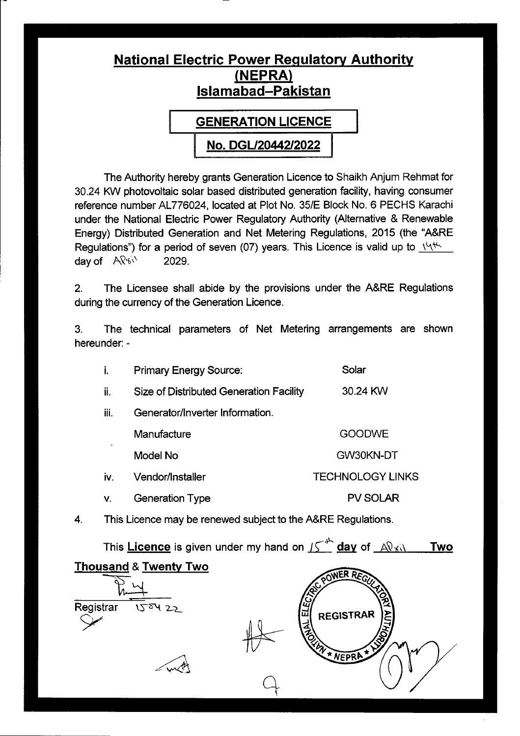# National Electric Power Regulatory Authority (NEPRA) Islamabad–Pakistan

## GENERATION LICENCE

## No. DGL/20442/2022

The Authority hereby grants Generation Licence to Shaikh Anjum Rehmat for 30.24 KW photovoltaic solar based distributed generation facility, having consumer reference number AL776024, located at Plot No. 35/E Block No. 6 PECHS Karachi under the National Electric Power Regulatory Authority (Alternative & Renewable Energy) Distributed Generation and Net Metering Regulations, 2015 (the "A&RE Regulations") for a period of seven (07) years. This Licence is valid up to 14th day of April 2029.

2. The Licensee shall abide by the provisions under the A&RE Regulations during the currency of the Generation Licence.

3. The technical parameters of Net Metering arrangements are shown hereunder: -

| | | |
|---|---|---|
| i. | Primary Energy Source: | Solar |
| ii. | Size of Distributed Generation Facility | 30.24 KW |
| iii. | Generator/Inverter Information. | |
| | Manufacture | GOODWE |
| | Model No | GW30KN-DT |
| iv. | Vendor/Installer | TECHNOLOGY LINKS |
| v. | Generation Type | PV SOLAR |

4. This Licence may be renewed subject to the A&RE Regulations.

This **Licence** is given under my hand on 15th **day** of April **Two Thousand** & **Twenty Two**

Registrar 15.04.22

REGISTRAR
NATIONAL ELECTRIC POWER REGULATORY AUTHORITY
NEPRA